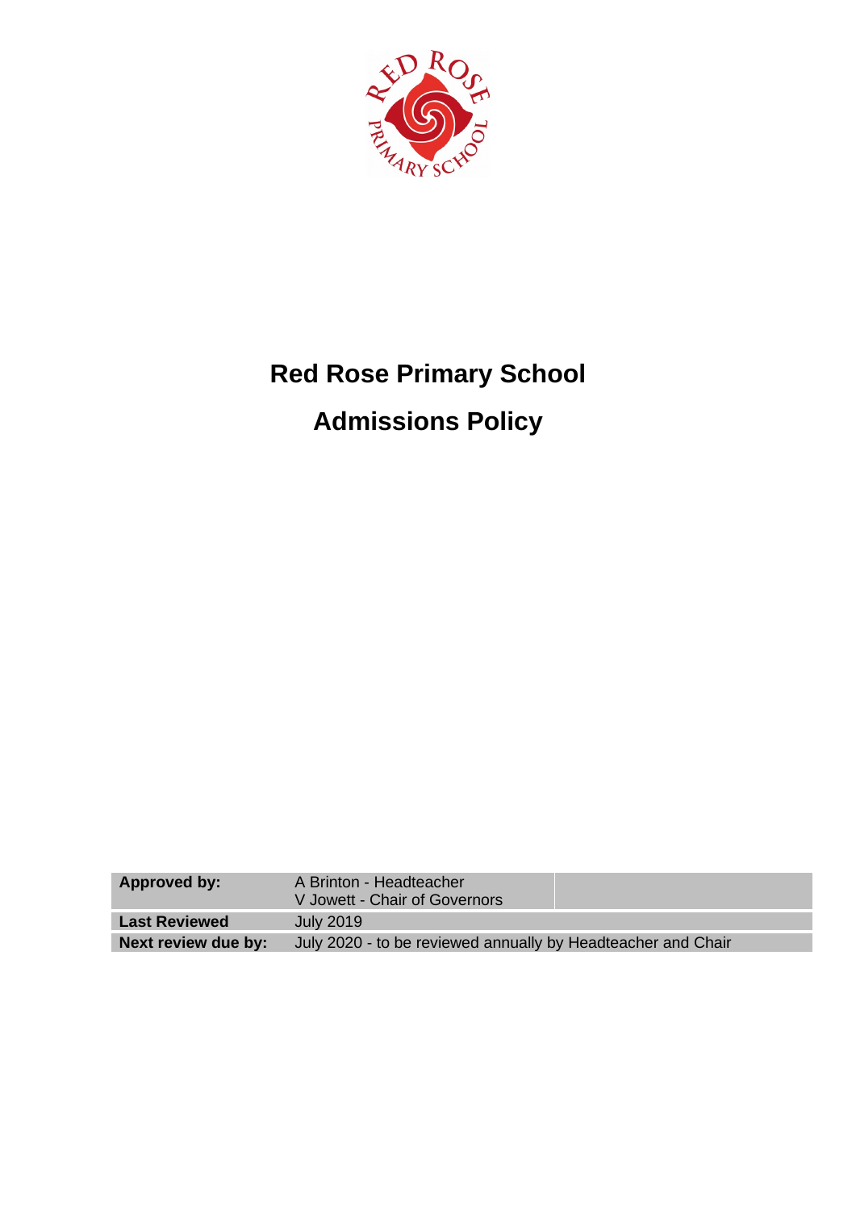# Red Rose Primary School

# Admissions Policy

| Approved by: | A Brinton - Headteacher<br>V Jowett - Chair of Governors | |
|---|---|---|
| **Last Reviewed** | July 2019 | |
| **Next review due by:** | July 2020 - to be reviewed annually by Headteacher and Chair | |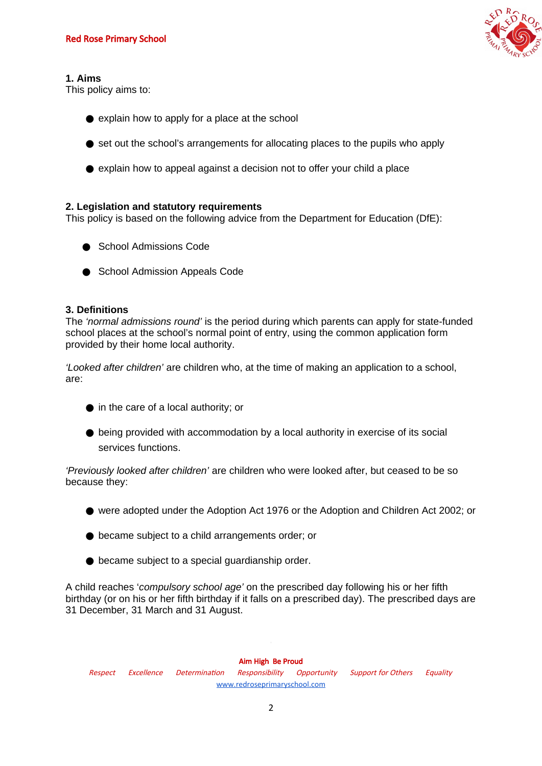## 1. Aims

This policy aims to:

- explain how to apply for a place at the school
- set out the school's arrangements for allocating places to the pupils who apply
- explain how to appeal against a decision not to offer your child a place

## 2. Legislation and statutory requirements

This policy is based on the following advice from the Department for Education (DfE):

- School Admissions Code
- School Admission Appeals Code

## 3. Definitions

The *'normal admissions round'* is the period during which parents can apply for state-funded school places at the school's normal point of entry, using the common application form provided by their home local authority.

*'Looked after children'* are children who, at the time of making an application to a school, are:

- in the care of a local authority; or
- being provided with accommodation by a local authority in exercise of its social services functions.

*'Previously looked after children'* are children who were looked after, but ceased to be so because they:

- were adopted under the Adoption Act 1976 or the Adoption and Children Act 2002; or
- became subject to a child arrangements order; or
- became subject to a special guardianship order.

A child reaches '*compulsory school age'* on the prescribed day following his or her fifth birthday (or on his or her fifth birthday if it falls on a prescribed day). The prescribed days are 31 December, 31 March and 31 August.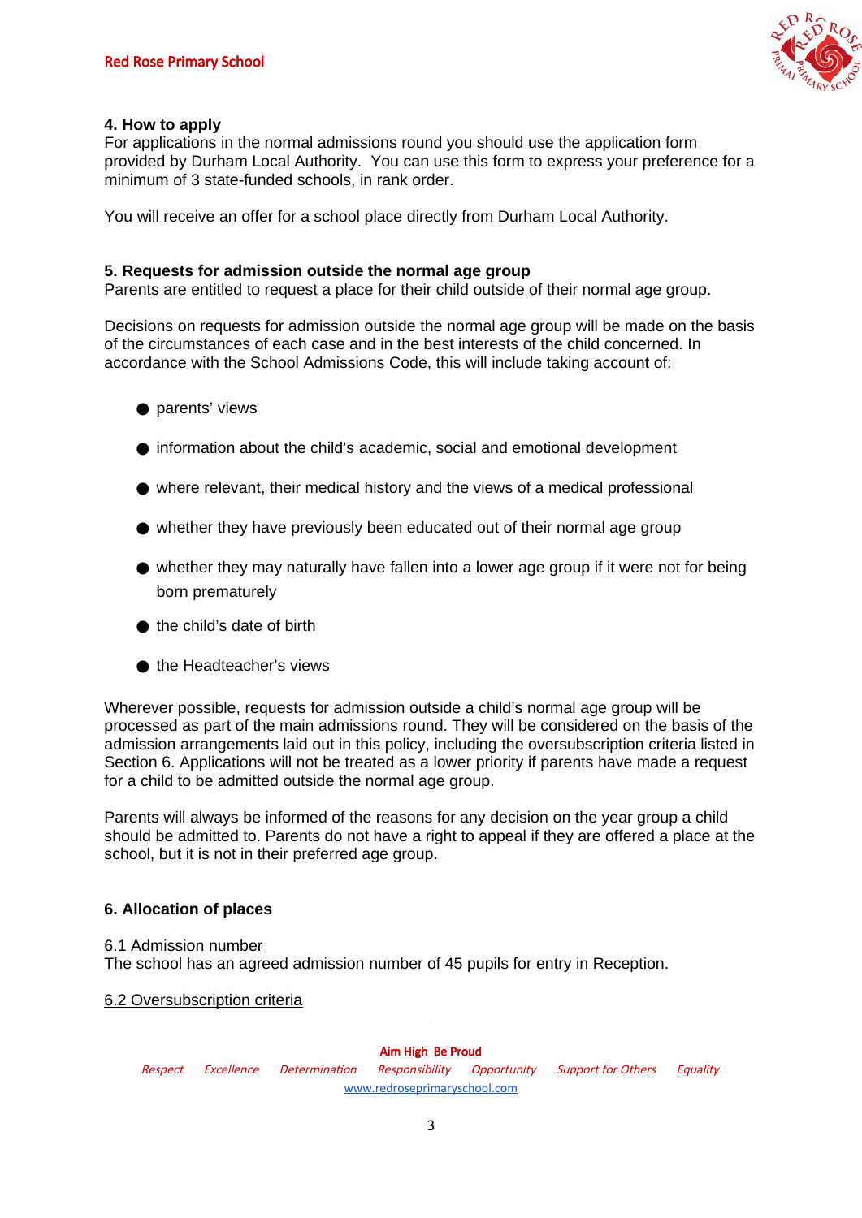### 4. How to apply

For applications in the normal admissions round you should use the application form provided by Durham Local Authority. You can use this form to express your preference for a minimum of 3 state-funded schools, in rank order.

You will receive an offer for a school place directly from Durham Local Authority.

### 5. Requests for admission outside the normal age group

Parents are entitled to request a place for their child outside of their normal age group.

Decisions on requests for admission outside the normal age group will be made on the basis of the circumstances of each case and in the best interests of the child concerned. In accordance with the School Admissions Code, this will include taking account of:

- parents' views
- information about the child's academic, social and emotional development
- where relevant, their medical history and the views of a medical professional
- whether they have previously been educated out of their normal age group
- whether they may naturally have fallen into a lower age group if it were not for being born prematurely
- the child's date of birth
- the Headteacher's views

Wherever possible, requests for admission outside a child's normal age group will be processed as part of the main admissions round. They will be considered on the basis of the admission arrangements laid out in this policy, including the oversubscription criteria listed in Section 6. Applications will not be treated as a lower priority if parents have made a request for a child to be admitted outside the normal age group.

Parents will always be informed of the reasons for any decision on the year group a child should be admitted to. Parents do not have a right to appeal if they are offered a place at the school, but it is not in their preferred age group.

### 6. Allocation of places

6.1 Admission number

The school has an agreed admission number of 45 pupils for entry in Reception.

6.2 Oversubscription criteria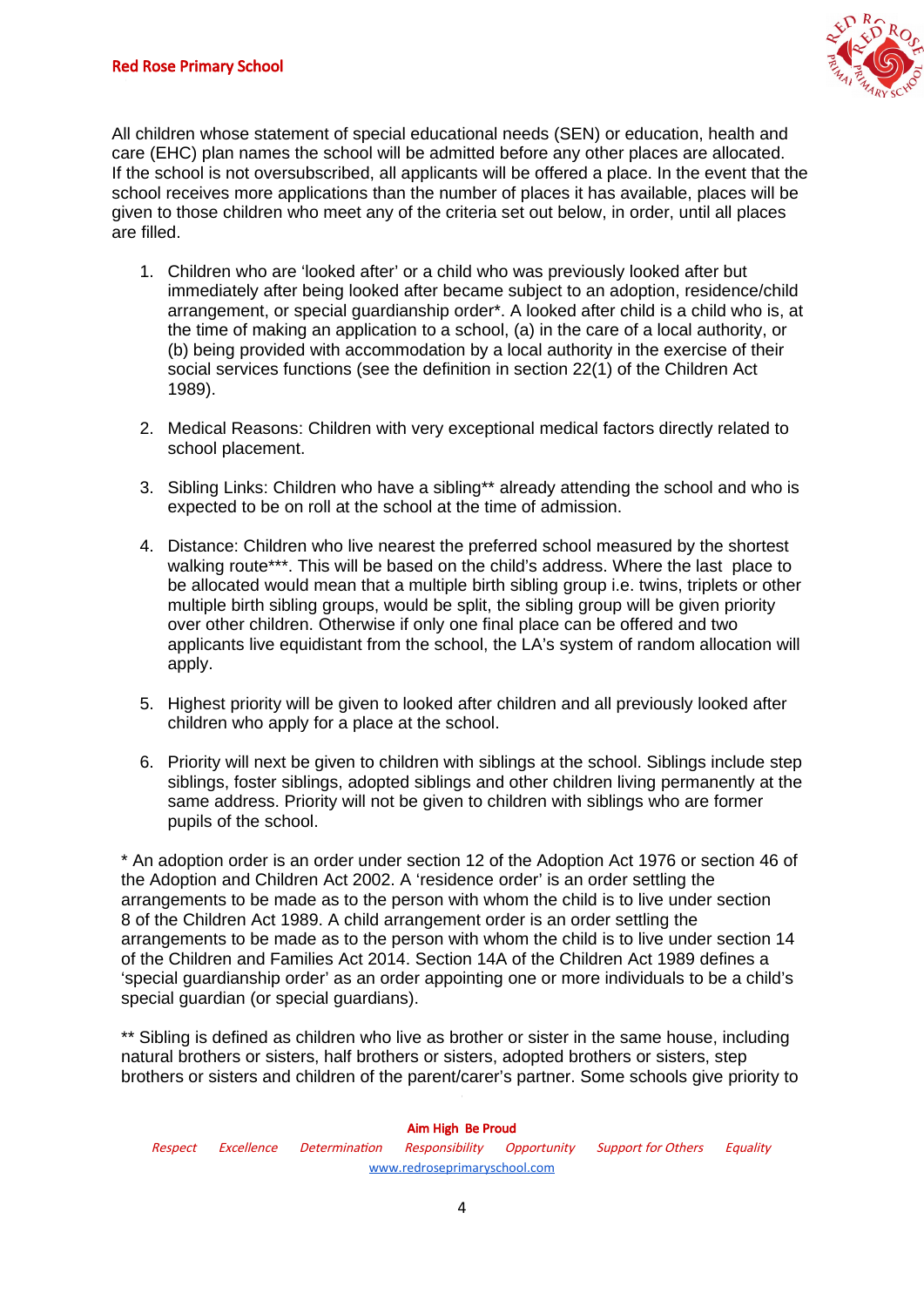All children whose statement of special educational needs (SEN) or education, health and care (EHC) plan names the school will be admitted before any other places are allocated. If the school is not oversubscribed, all applicants will be offered a place. In the event that the school receives more applications than the number of places it has available, places will be given to those children who meet any of the criteria set out below, in order, until all places are filled.

1. Children who are 'looked after' or a child who was previously looked after but immediately after being looked after became subject to an adoption, residence/child arrangement, or special guardianship order*. A looked after child is a child who is, at the time of making an application to a school, (a) in the care of a local authority, or (b) being provided with accommodation by a local authority in the exercise of their social services functions (see the definition in section 22(1) of the Children Act 1989).

2. Medical Reasons: Children with very exceptional medical factors directly related to school placement.

3. Sibling Links: Children who have a sibling** already attending the school and who is expected to be on roll at the school at the time of admission.

4. Distance: Children who live nearest the preferred school measured by the shortest walking route***. This will be based on the child's address. Where the last place to be allocated would mean that a multiple birth sibling group i.e. twins, triplets or other multiple birth sibling groups, would be split, the sibling group will be given priority over other children. Otherwise if only one final place can be offered and two applicants live equidistant from the school, the LA's system of random allocation will apply.

5. Highest priority will be given to looked after children and all previously looked after children who apply for a place at the school.

6. Priority will next be given to children with siblings at the school. Siblings include step siblings, foster siblings, adopted siblings and other children living permanently at the same address. Priority will not be given to children with siblings who are former pupils of the school.

* An adoption order is an order under section 12 of the Adoption Act 1976 or section 46 of the Adoption and Children Act 2002. A 'residence order' is an order settling the arrangements to be made as to the person with whom the child is to live under section 8 of the Children Act 1989. A child arrangement order is an order settling the arrangements to be made as to the person with whom the child is to live under section 14 of the Children and Families Act 2014. Section 14A of the Children Act 1989 defines a 'special guardianship order' as an order appointing one or more individuals to be a child's special guardian (or special guardians).

** Sibling is defined as children who live as brother or sister in the same house, including natural brothers or sisters, half brothers or sisters, adopted brothers or sisters, step brothers or sisters and children of the parent/carer's partner. Some schools give priority to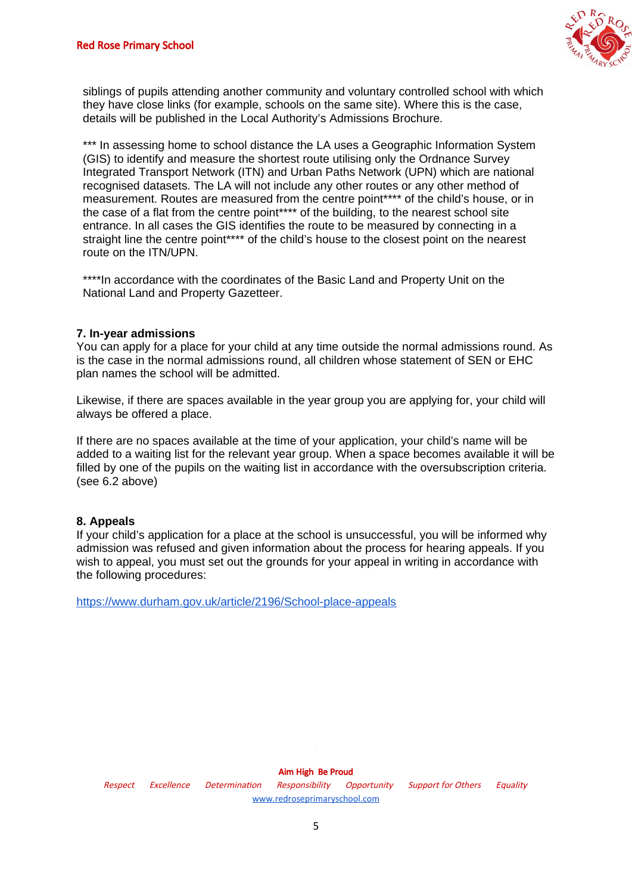siblings of pupils attending another community and voluntary controlled school with which they have close links (for example, schools on the same site). Where this is the case, details will be published in the Local Authority's Admissions Brochure.

*** In assessing home to school distance the LA uses a Geographic Information System (GIS) to identify and measure the shortest route utilising only the Ordnance Survey Integrated Transport Network (ITN) and Urban Paths Network (UPN) which are national recognised datasets. The LA will not include any other routes or any other method of measurement. Routes are measured from the centre point**** of the child's house, or in the case of a flat from the centre point**** of the building, to the nearest school site entrance. In all cases the GIS identifies the route to be measured by connecting in a straight line the centre point**** of the child's house to the closest point on the nearest route on the ITN/UPN.

****In accordance with the coordinates of the Basic Land and Property Unit on the National Land and Property Gazetteer.

### 7. In-year admissions

You can apply for a place for your child at any time outside the normal admissions round. As is the case in the normal admissions round, all children whose statement of SEN or EHC plan names the school will be admitted.

Likewise, if there are spaces available in the year group you are applying for, your child will always be offered a place.

If there are no spaces available at the time of your application, your child's name will be added to a waiting list for the relevant year group. When a space becomes available it will be filled by one of the pupils on the waiting list in accordance with the oversubscription criteria. (see 6.2 above)

### 8. Appeals

If your child's application for a place at the school is unsuccessful, you will be informed why admission was refused and given information about the process for hearing appeals. If you wish to appeal, you must set out the grounds for your appeal in writing in accordance with the following procedures:

https://www.durham.gov.uk/article/2196/School-place-appeals